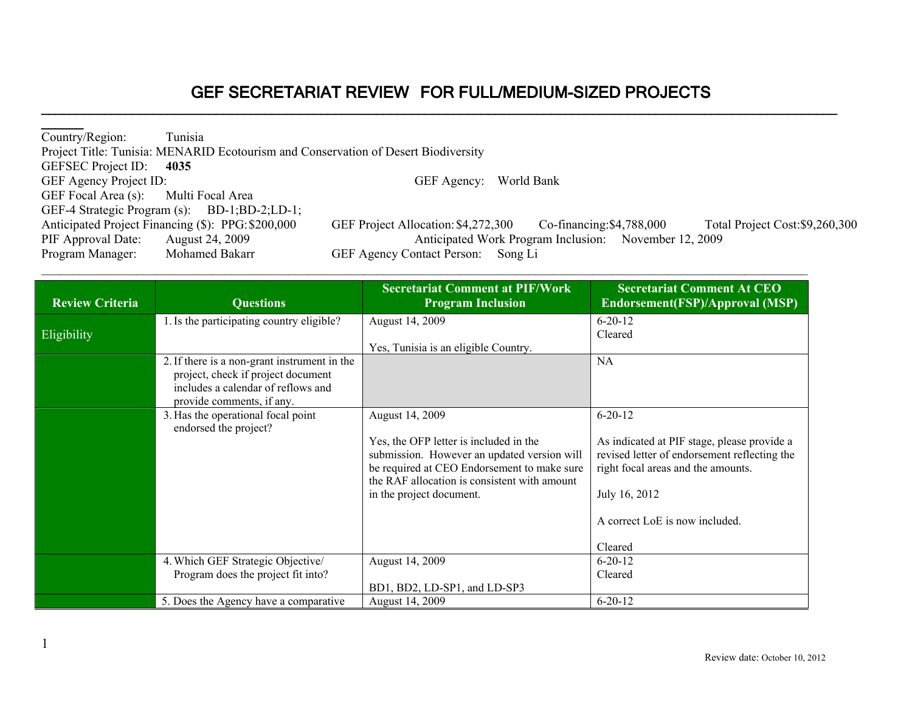# GEF SECRETARIAT REVIEW FOR FULL/MEDIUM-SIZED PROJECTS

Country/Region: Tunisia
Project Title: Tunisia: MENARID Ecotourism and Conservation of Desert Biodiversity
GEFSEC Project ID: **4035**
GEF Agency Project ID: GEF Agency: World Bank
GEF Focal Area (s): Multi Focal Area
GEF-4 Strategic Program (s): BD-1;BD-2;LD-1;
Anticipated Project Financing ($): PPG:$200,000 GEF Project Allocation:$4,272,300 Co-financing:$4,788,000 Total Project Cost:$9,260,300
PIF Approval Date: August 24, 2009 Anticipated Work Program Inclusion: November 12, 2009
Program Manager: Mohamed Bakarr GEF Agency Contact Person: Song Li

| Review Criteria | Questions | Secretariat Comment at PIF/Work Program Inclusion | Secretariat Comment At CEO Endorsement(FSP)/Approval (MSP) |
|---|---|---|---|
| Eligibility | 1. Is the participating country eligible? | August 14, 2009<br><br>Yes, Tunisia is an eligible Country. | 6-20-12<br>Cleared |
| | 2. If there is a non-grant instrument in the project, check if project document includes a calendar of reflows and provide comments, if any. | | NA |
| | 3. Has the operational focal point endorsed the project? | August 14, 2009<br><br>Yes, the OFP letter is included in the submission. However an updated version will be required at CEO Endorsement to make sure the RAF allocation is consistent with amount in the project document. | 6-20-12<br><br>As indicated at PIF stage, please provide a revised letter of endorsement reflecting the right focal areas and the amounts.<br><br>July 16, 2012<br><br>A correct LoE is now included.<br><br>Cleared |
| | 4. Which GEF Strategic Objective/ Program does the project fit into? | August 14, 2009<br><br>BD1, BD2, LD-SP1, and LD-SP3 | 6-20-12<br>Cleared |
| | 5. Does the Agency have a comparative | August 14, 2009 | 6-20-12 |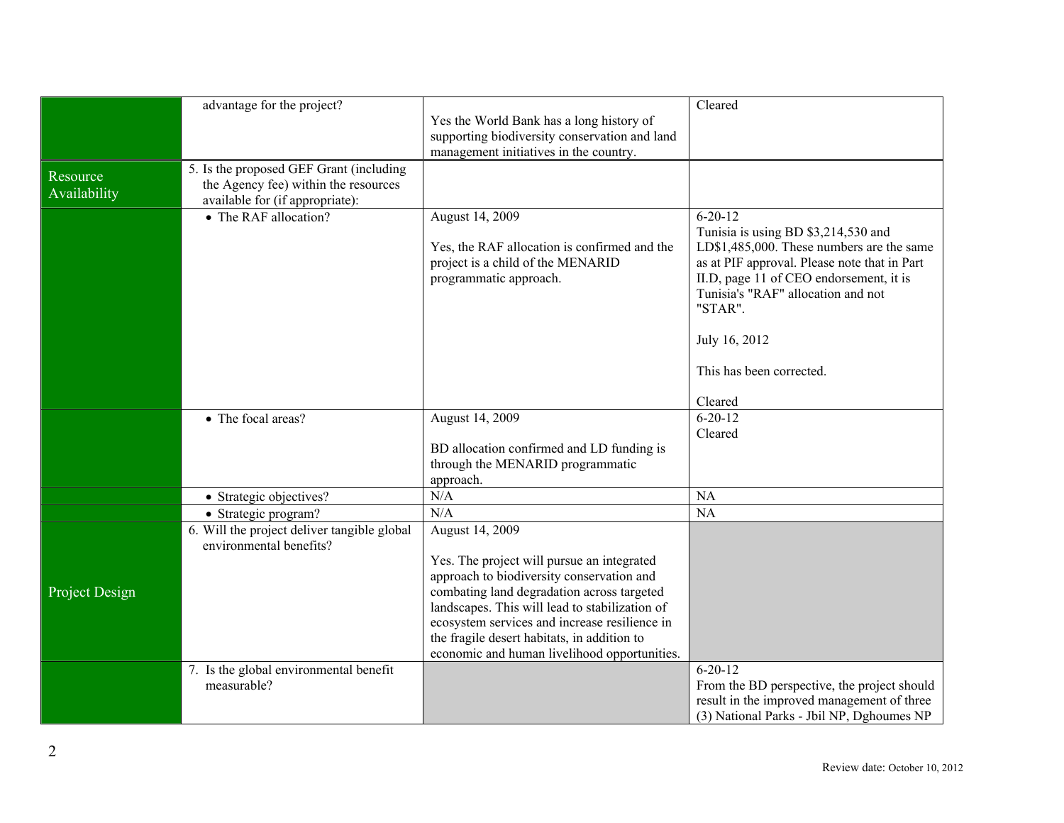| | | | |
|---|---|---|---|
| | advantage for the project? | Yes the World Bank has a long history of supporting biodiversity conservation and land management initiatives in the country. | Cleared |
| Resource Availability | 5. Is the proposed GEF Grant (including the Agency fee) within the resources available for (if appropriate): | | |
| | • The RAF allocation? | August 14, 2009<br><br>Yes, the RAF allocation is confirmed and the project is a child of the MENARID programmatic approach. | 6-20-12<br>Tunisia is using BD $3,214,530 and LD$1,485,000. These numbers are the same as at PIF approval. Please note that in Part II.D, page 11 of CEO endorsement, it is Tunisia's "RAF" allocation and not "STAR".<br><br>July 16, 2012<br><br>This has been corrected.<br><br>Cleared |
| | • The focal areas? | August 14, 2009<br><br>BD allocation confirmed and LD funding is through the MENARID programmatic approach. | 6-20-12<br>Cleared |
| | • Strategic objectives? | N/A | NA |
| | • Strategic program? | N/A | NA |
| Project Design | 6. Will the project deliver tangible global environmental benefits? | August 14, 2009<br><br>Yes. The project will pursue an integrated approach to biodiversity conservation and combating land degradation across targeted landscapes. This will lead to stabilization of ecosystem services and increase resilience in the fragile desert habitats, in addition to economic and human livelihood opportunities. | |
| | 7. Is the global environmental benefit measurable? | | 6-20-12<br>From the BD perspective, the project should result in the improved management of three (3) National Parks - Jbil NP, Dghoumes NP |

Review date: October 10, 2012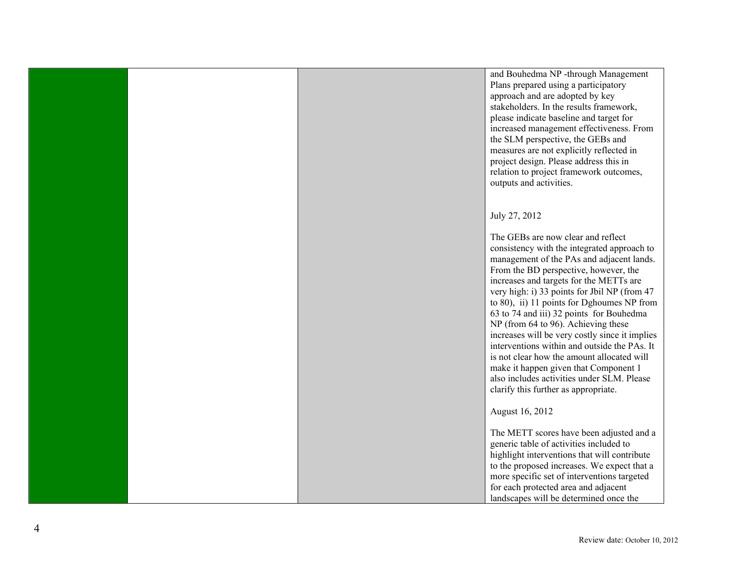|  |  |  | and Bouhedma NP -through Management Plans prepared using a participatory approach and are adopted by key stakeholders. In the results framework, please indicate baseline and target for increased management effectiveness. From the SLM perspective, the GEBs and measures are not explicitly reflected in project design. Please address this in relation to project framework outcomes, outputs and activities.<br><br>July 27, 2012<br><br>The GEBs are now clear and reflect consistency with the integrated approach to management of the PAs and adjacent lands. From the BD perspective, however, the increases and targets for the METTs are very high: i) 33 points for Jbil NP (from 47 to 80), ii) 11 points for Dghoumes NP from 63 to 74 and iii) 32 points for Bouhedma NP (from 64 to 96). Achieving these increases will be very costly since it implies interventions within and outside the PAs. It is not clear how the amount allocated will make it happen given that Component 1 also includes activities under SLM. Please clarify this further as appropriate.<br><br>August 16, 2012<br><br>The METT scores have been adjusted and a generic table of activities included to highlight interventions that will contribute to the proposed increases. We expect that a more specific set of interventions targeted for each protected area and adjacent landscapes will be determined once the |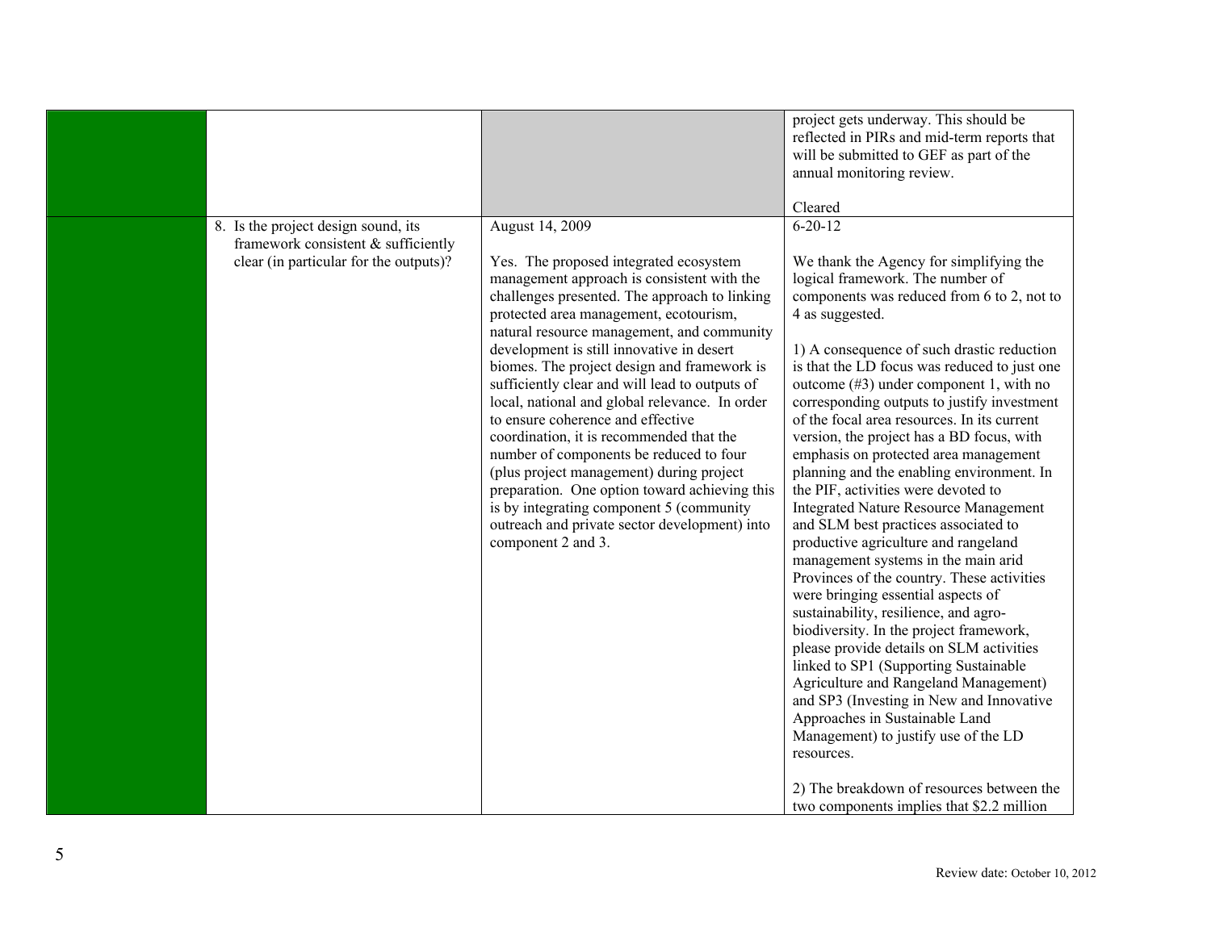| | | | |
|---|---|---|---|
| | | | project gets underway. This should be reflected in PIRs and mid-term reports that will be submitted to GEF as part of the annual monitoring review.<br><br>Cleared |
| | 8. Is the project design sound, its framework consistent & sufficiently clear (in particular for the outputs)? | August 14, 2009<br><br>Yes. The proposed integrated ecosystem management approach is consistent with the challenges presented. The approach to linking protected area management, ecotourism, natural resource management, and community development is still innovative in desert biomes. The project design and framework is sufficiently clear and will lead to outputs of local, national and global relevance. In order to ensure coherence and effective coordination, it is recommended that the number of components be reduced to four (plus project management) during project preparation. One option toward achieving this is by integrating component 5 (community outreach and private sector development) into component 2 and 3. | 6-20-12<br><br>We thank the Agency for simplifying the logical framework. The number of components was reduced from 6 to 2, not to 4 as suggested.<br><br>1) A consequence of such drastic reduction is that the LD focus was reduced to just one outcome (#3) under component 1, with no corresponding outputs to justify investment of the focal area resources. In its current version, the project has a BD focus, with emphasis on protected area management planning and the enabling environment. In the PIF, activities were devoted to Integrated Nature Resource Management and SLM best practices associated to productive agriculture and rangeland management systems in the main arid Provinces of the country. These activities were bringing essential aspects of sustainability, resilience, and agro-biodiversity. In the project framework, please provide details on SLM activities linked to SP1 (Supporting Sustainable Agriculture and Rangeland Management) and SP3 (Investing in New and Innovative Approaches in Sustainable Land Management) to justify use of the LD resources.<br><br>2) The breakdown of resources between the two components implies that $2.2 million |

Review date: October 10, 2012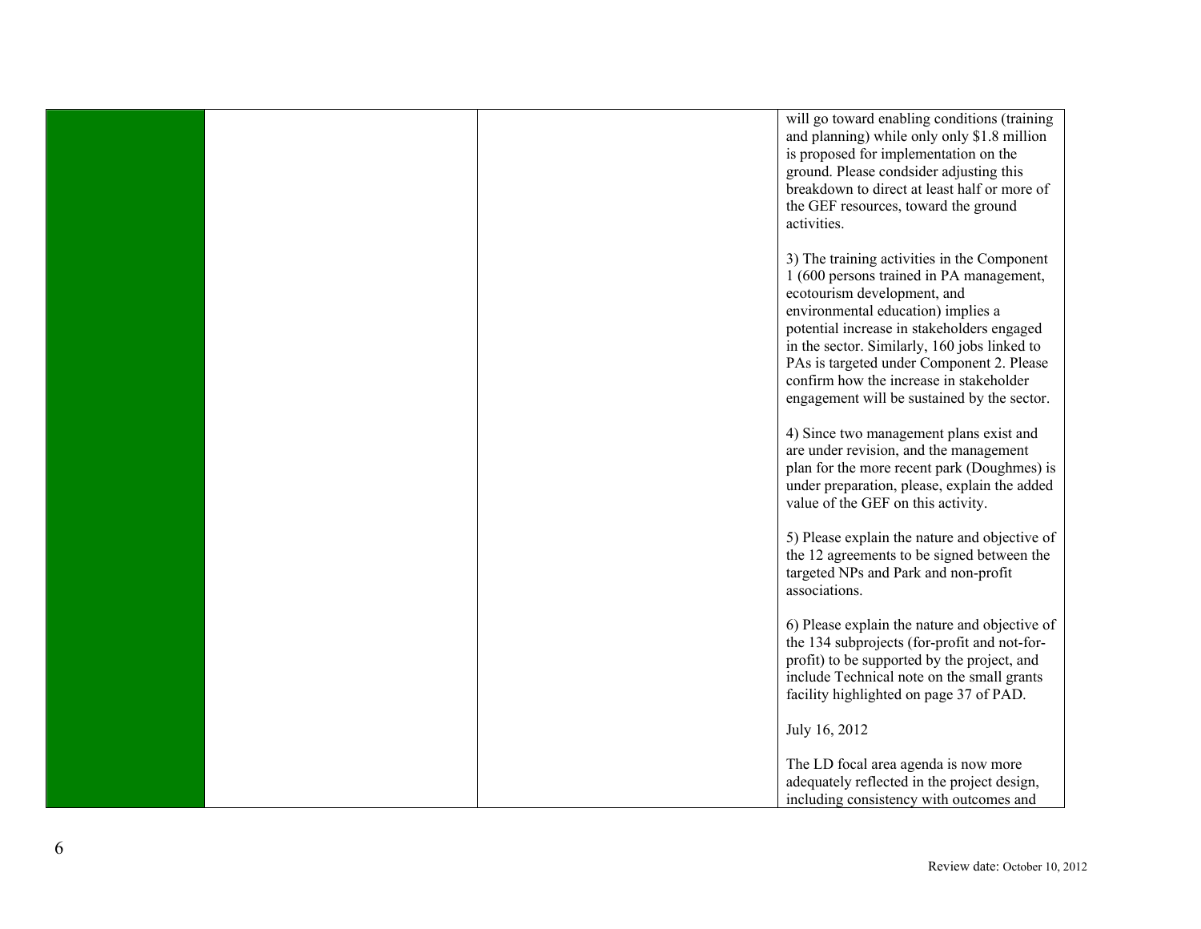| | | | |
|---|---|---|---|
| | | | will go toward enabling conditions (training and planning) while only only $1.8 million is proposed for implementation on the ground. Please condsider adjusting this breakdown to direct at least half or more of the GEF resources, toward the ground activities.<br><br>3) The training activities in the Component 1 (600 persons trained in PA management, ecotourism development, and environmental education) implies a potential increase in stakeholders engaged in the sector. Similarly, 160 jobs linked to PAs is targeted under Component 2. Please confirm how the increase in stakeholder engagement will be sustained by the sector.<br><br>4) Since two management plans exist and are under revision, and the management plan for the more recent park (Doughmes) is under preparation, please, explain the added value of the GEF on this activity.<br><br>5) Please explain the nature and objective of the 12 agreements to be signed between the targeted NPs and Park and non-profit associations.<br><br>6) Please explain the nature and objective of the 134 subprojects (for-profit and not-for-profit) to be supported by the project, and include Technical note on the small grants facility highlighted on page 37 of PAD.<br><br>July 16, 2012<br><br>The LD focal area agenda is now more adequately reflected in the project design, including consistency with outcomes and |

Review date: October 10, 2012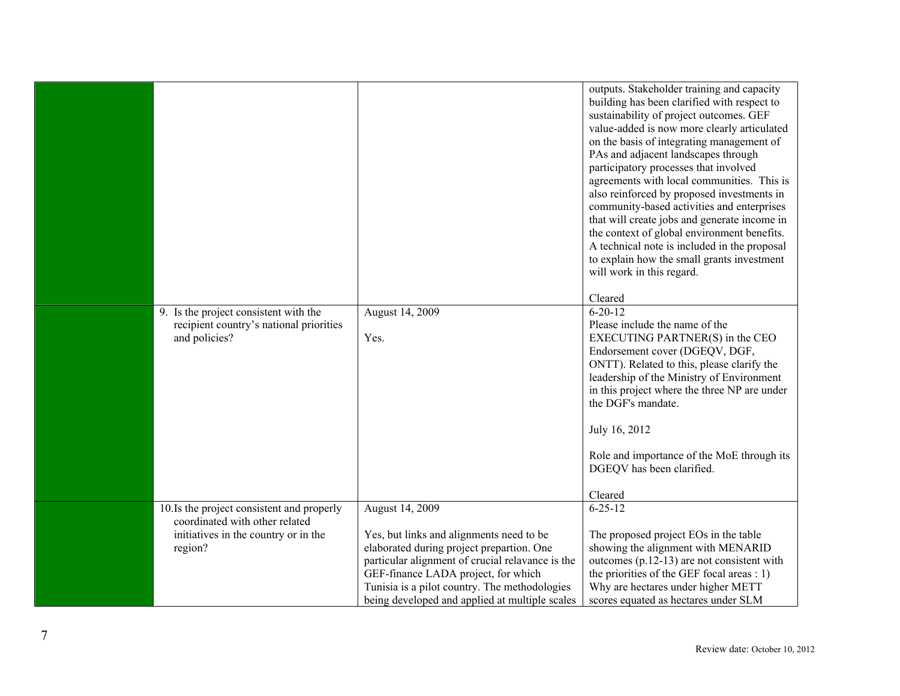| | | | |
|---|---|---|---|
| | | | outputs. Stakeholder training and capacity building has been clarified with respect to sustainability of project outcomes. GEF value-added is now more clearly articulated on the basis of integrating management of PAs and adjacent landscapes through participatory processes that involved agreements with local communities. This is also reinforced by proposed investments in community-based activities and enterprises that will create jobs and generate income in the context of global environment benefits. A technical note is included in the proposal to explain how the small grants investment will work in this regard.<br><br>Cleared |
| | 9. Is the project consistent with the recipient country's national priorities and policies? | August 14, 2009<br><br>Yes. | 6-20-12<br>Please include the name of the EXECUTING PARTNER(S) in the CEO Endorsement cover (DGEQV, DGF, ONTT). Related to this, please clarify the leadership of the Ministry of Environment in this project where the three NP are under the DGF's mandate.<br><br>July 16, 2012<br><br>Role and importance of the MoE through its DGEQV has been clarified.<br><br>Cleared |
| | 10. Is the project consistent and properly coordinated with other related initiatives in the country or in the region? | August 14, 2009<br><br>Yes, but links and alignments need to be elaborated during project prepartion. One particular alignment of crucial relavance is the GEF-finance LADA project, for which Tunisia is a pilot country. The methodologies being developed and applied at multiple scales | 6-25-12<br><br>The proposed project EOs in the table showing the alignment with MENARID outcomes (p.12-13) are not consistent with the priorities of the GEF focal areas : 1) Why are hectares under higher METT scores equated as hectares under SLM |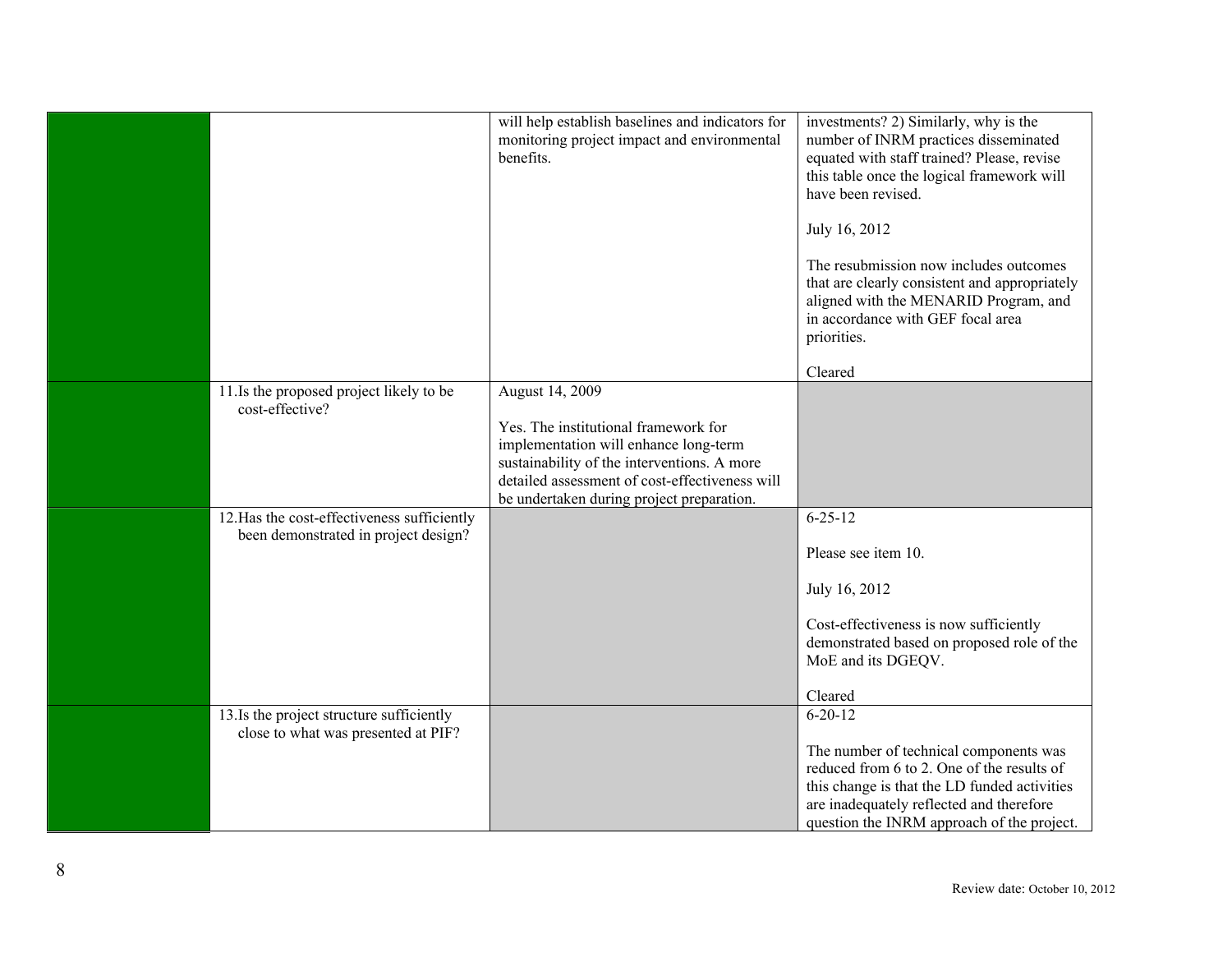| | | | |
|---|---|---|---|
| | | will help establish baselines and indicators for monitoring project impact and environmental benefits. | investments? 2) Similarly, why is the number of INRM practices disseminated equated with staff trained? Please, revise this table once the logical framework will have been revised.<br><br>July 16, 2012<br><br>The resubmission now includes outcomes that are clearly consistent and appropriately aligned with the MENARID Program, and in accordance with GEF focal area priorities.<br><br>Cleared |
| | 11.Is the proposed project likely to be cost-effective? | August 14, 2009<br><br>Yes. The institutional framework for implementation will enhance long-term sustainability of the interventions. A more detailed assessment of cost-effectiveness will be undertaken during project preparation. | |
| | 12.Has the cost-effectiveness sufficiently been demonstrated in project design? | | 6-25-12<br><br>Please see item 10.<br><br>July 16, 2012<br><br>Cost-effectiveness is now sufficiently demonstrated based on proposed role of the MoE and its DGEQV.<br><br>Cleared |
| | 13.Is the project structure sufficiently close to what was presented at PIF? | | 6-20-12<br><br>The number of technical components was reduced from 6 to 2. One of the results of this change is that the LD funded activities are inadequately reflected and therefore question the INRM approach of the project. |

Review date: October 10, 2012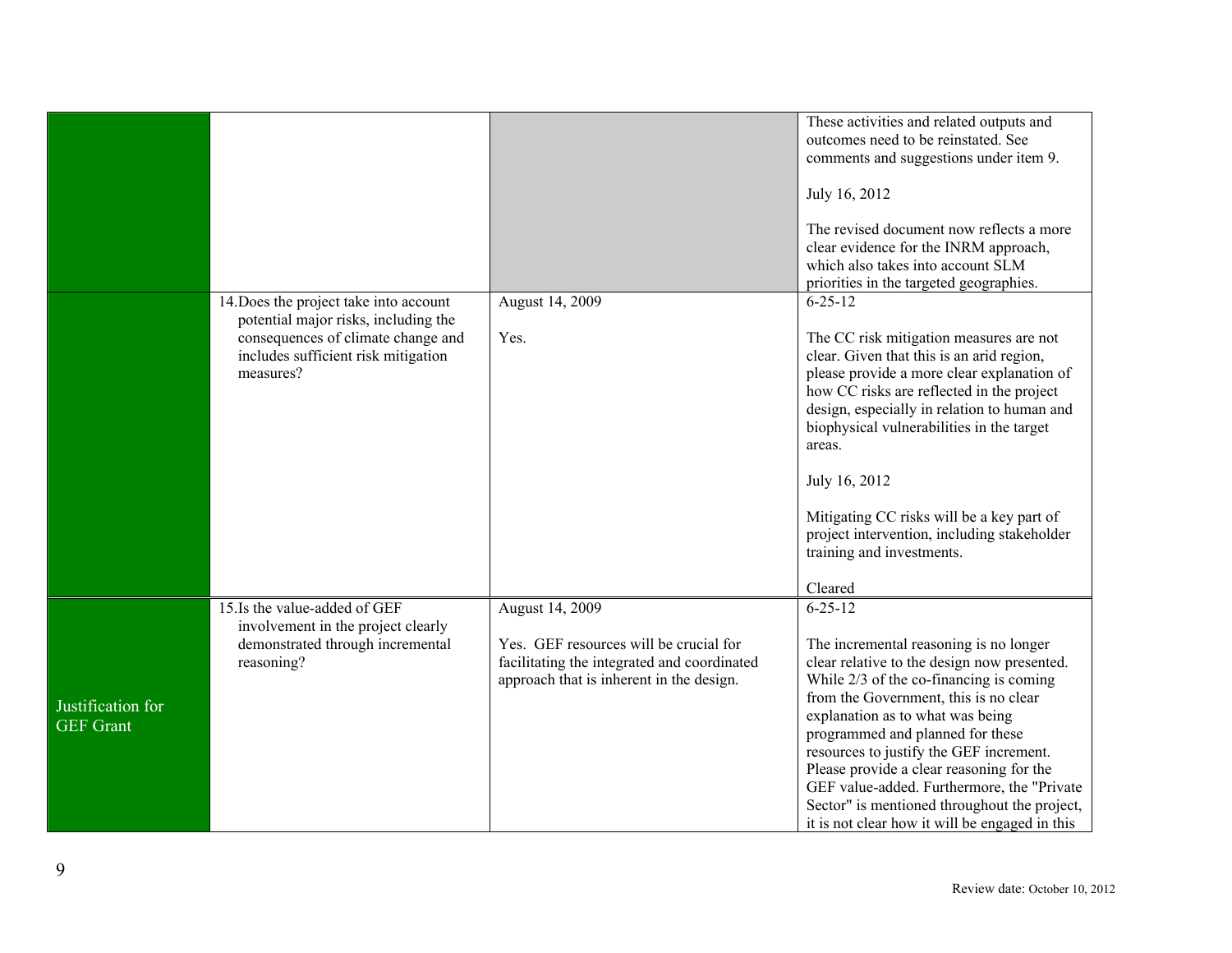| | | | |
|---|---|---|---|
| | | | These activities and related outputs and outcomes need to be reinstated. See comments and suggestions under item 9.<br><br>July 16, 2012<br><br>The revised document now reflects a more clear evidence for the INRM approach, which also takes into account SLM priorities in the targeted geographies. |
| | 14. Does the project take into account potential major risks, including the consequences of climate change and includes sufficient risk mitigation measures? | August 14, 2009<br><br>Yes. | 6-25-12<br><br>The CC risk mitigation measures are not clear. Given that this is an arid region, please provide a more clear explanation of how CC risks are reflected in the project design, especially in relation to human and biophysical vulnerabilities in the target areas.<br><br>July 16, 2012<br><br>Mitigating CC risks will be a key part of project intervention, including stakeholder training and investments.<br><br>Cleared |
| Justification for GEF Grant | 15. Is the value-added of GEF involvement in the project clearly demonstrated through incremental reasoning? | August 14, 2009<br><br>Yes. GEF resources will be crucial for facilitating the integrated and coordinated approach that is inherent in the design. | 6-25-12<br><br>The incremental reasoning is no longer clear relative to the design now presented. While 2/3 of the co-financing is coming from the Government, this is no clear explanation as to what was being programmed and planned for these resources to justify the GEF increment. Please provide a clear reasoning for the GEF value-added. Furthermore, the "Private Sector" is mentioned throughout the project, it is not clear how it will be engaged in this |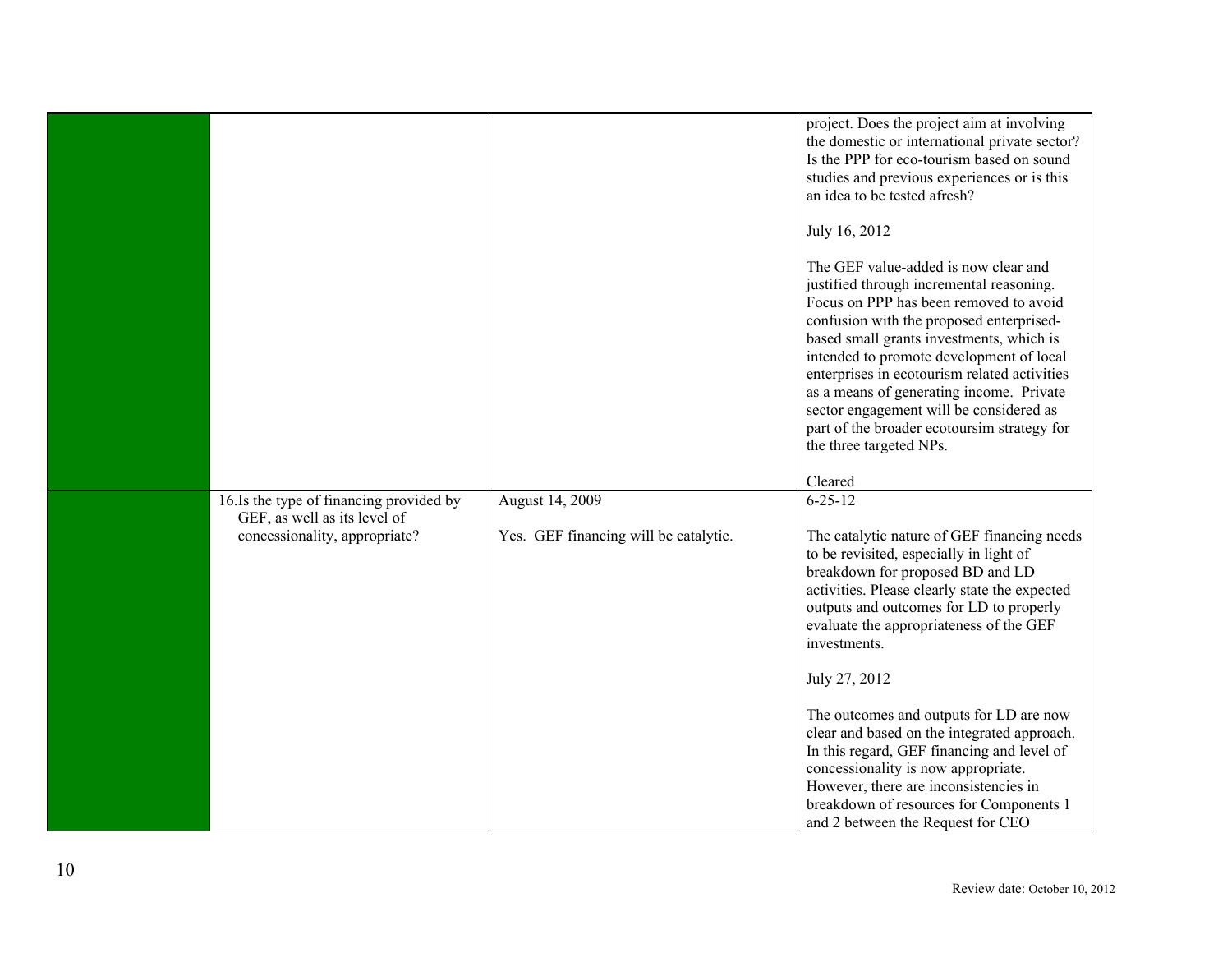| | | | |
|---|---|---|---|
| | | | project. Does the project aim at involving the domestic or international private sector? Is the PPP for eco-tourism based on sound studies and previous experiences or is this an idea to be tested afresh?<br><br>July 16, 2012<br><br>The GEF value-added is now clear and justified through incremental reasoning. Focus on PPP has been removed to avoid confusion with the proposed enterprised-based small grants investments, which is intended to promote development of local enterprises in ecotourism related activities as a means of generating income. Private sector engagement will be considered as part of the broader ecotoursim strategy for the three targeted NPs.<br><br>Cleared |
| | 16.Is the type of financing provided by GEF, as well as its level of concessionality, appropriate? | August 14, 2009<br><br>Yes. GEF financing will be catalytic. | 6-25-12<br><br>The catalytic nature of GEF financing needs to be revisited, especially in light of breakdown for proposed BD and LD activities. Please clearly state the expected outputs and outcomes for LD to properly evaluate the appropriateness of the GEF investments.<br><br>July 27, 2012<br><br>The outcomes and outputs for LD are now clear and based on the integrated approach. In this regard, GEF financing and level of concessionality is now appropriate. However, there are inconsistencies in breakdown of resources for Components 1 and 2 between the Request for CEO |

Review date: October 10, 2012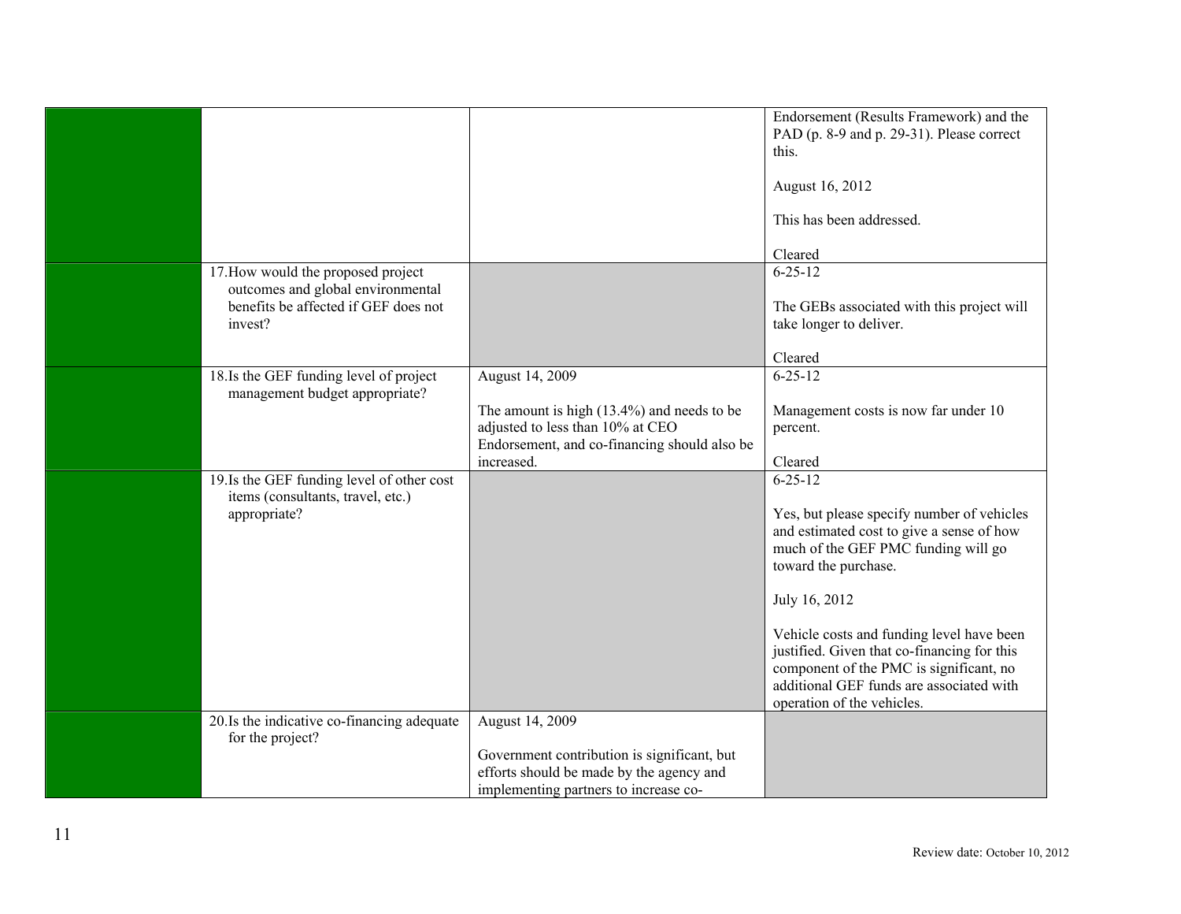| | | | |
|---|---|---|---|
| | | | Endorsement (Results Framework) and the PAD (p. 8-9 and p. 29-31). Please correct this.<br><br>August 16, 2012<br><br>This has been addressed.<br><br>Cleared |
| | 17.How would the proposed project outcomes and global environmental benefits be affected if GEF does not invest? | | 6-25-12<br><br>The GEBs associated with this project will take longer to deliver.<br><br>Cleared |
| | 18.Is the GEF funding level of project management budget appropriate? | August 14, 2009<br><br>The amount is high (13.4%) and needs to be adjusted to less than 10% at CEO Endorsement, and co-financing should also be increased. | 6-25-12<br><br>Management costs is now far under 10 percent.<br><br>Cleared |
| | 19.Is the GEF funding level of other cost items (consultants, travel, etc.) appropriate? | | 6-25-12<br><br>Yes, but please specify number of vehicles and estimated cost to give a sense of how much of the GEF PMC funding will go toward the purchase.<br><br>July 16, 2012<br><br>Vehicle costs and funding level have been justified. Given that co-financing for this component of the PMC is significant, no additional GEF funds are associated with operation of the vehicles. |
| | 20.Is the indicative co-financing adequate for the project? | August 14, 2009<br><br>Government contribution is significant, but efforts should be made by the agency and implementing partners to increase co- | |

Review date: October 10, 2012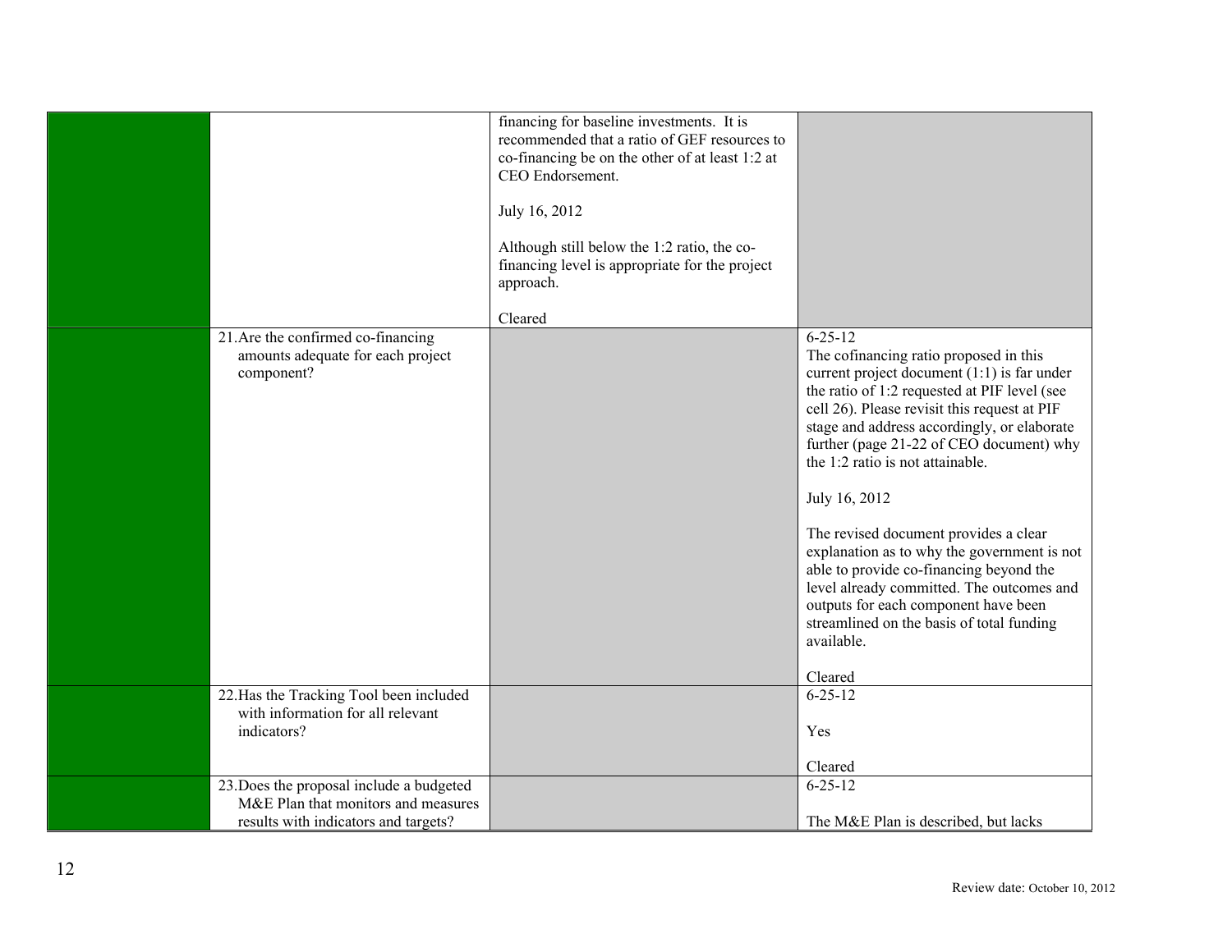| | | | |
|---|---|---|---|
| | | financing for baseline investments. It is recommended that a ratio of GEF resources to co-financing be on the other of at least 1:2 at CEO Endorsement.<br><br>July 16, 2012<br><br>Although still below the 1:2 ratio, the co-financing level is appropriate for the project approach.<br><br>Cleared | |
| | 21. Are the confirmed co-financing amounts adequate for each project component? | | 6-25-12<br>The cofinancing ratio proposed in this current project document (1:1) is far under the ratio of 1:2 requested at PIF level (see cell 26). Please revisit this request at PIF stage and address accordingly, or elaborate further (page 21-22 of CEO document) why the 1:2 ratio is not attainable.<br><br>July 16, 2012<br><br>The revised document provides a clear explanation as to why the government is not able to provide co-financing beyond the level already committed. The outcomes and outputs for each component have been streamlined on the basis of total funding available.<br><br>Cleared |
| | 22. Has the Tracking Tool been included with information for all relevant indicators? | | 6-25-12<br><br>Yes<br><br>Cleared |
| | 23. Does the proposal include a budgeted M&E Plan that monitors and measures results with indicators and targets? | | 6-25-12<br><br>The M&E Plan is described, but lacks |

Review date: October 10, 2012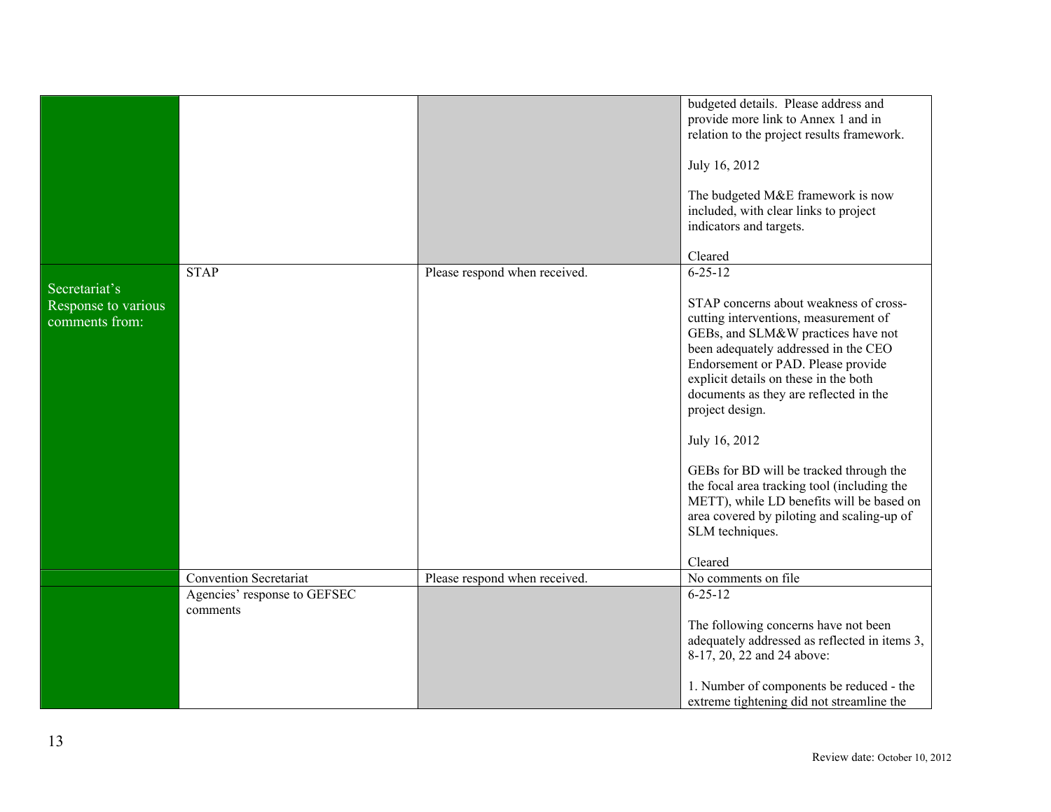| | | | |
|---|---|---|---|
| | | | budgeted details. Please address and provide more link to Annex 1 and in relation to the project results framework.<br><br>July 16, 2012<br><br>The budgeted M&E framework is now included, with clear links to project indicators and targets.<br><br>Cleared |
| Secretariat's Response to various comments from: | STAP | Please respond when received. | 6-25-12<br><br>STAP concerns about weakness of cross-cutting interventions, measurement of GEBs, and SLM&W practices have not been adequately addressed in the CEO Endorsement or PAD. Please provide explicit details on these in the both documents as they are reflected in the project design.<br><br>July 16, 2012<br><br>GEBs for BD will be tracked through the the focal area tracking tool (including the METT), while LD benefits will be based on area covered by piloting and scaling-up of SLM techniques.<br><br>Cleared |
| | Convention Secretariat | Please respond when received. | No comments on file |
| | Agencies' response to GEFSEC comments | | 6-25-12<br><br>The following concerns have not been adequately addressed as reflected in items 3, 8-17, 20, 22 and 24 above:<br><br>1. Number of components be reduced - the extreme tightening did not streamline the |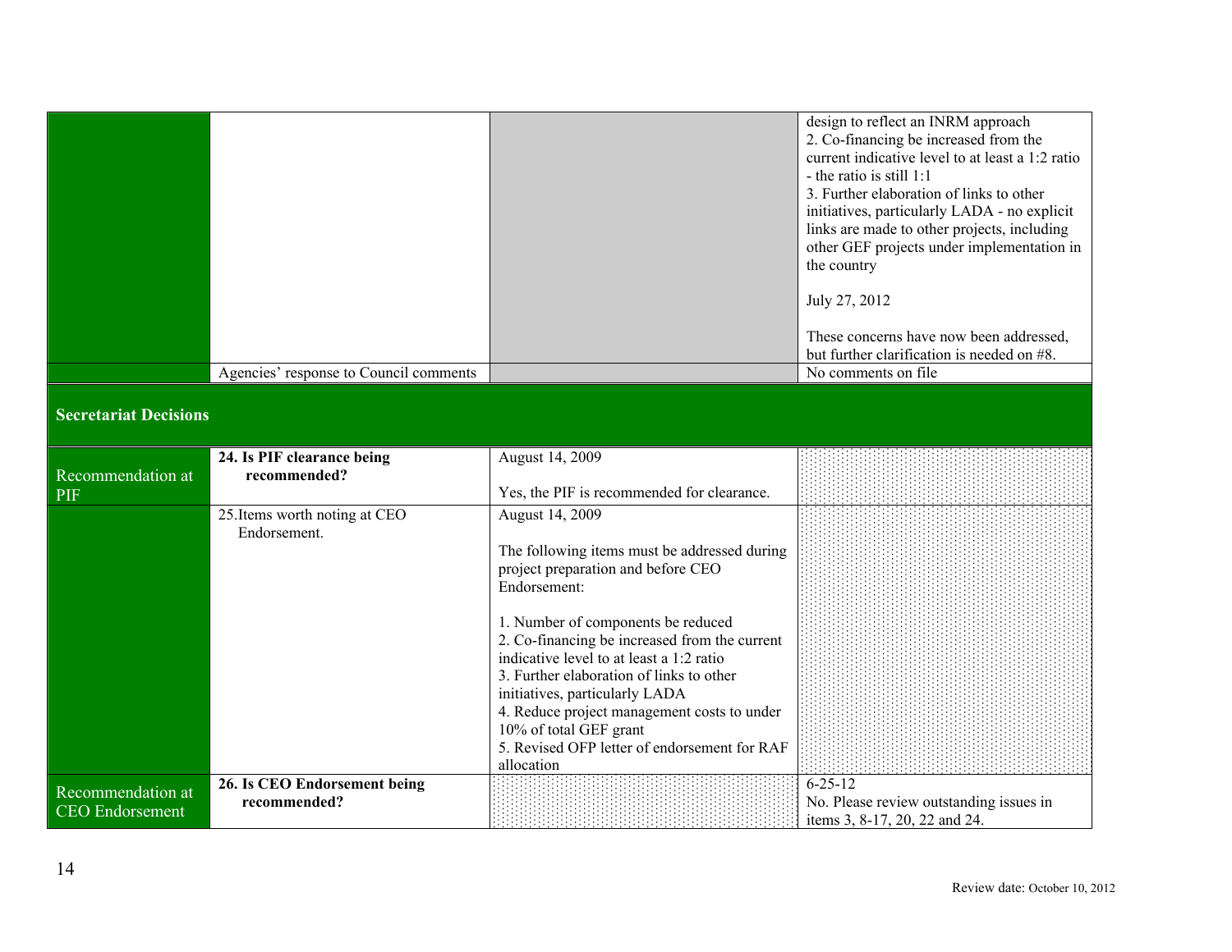| | | | |
|---|---|---|---|
| | | | design to reflect an INRM approach<br>2. Co-financing be increased from the current indicative level to at least a 1:2 ratio - the ratio is still 1:1<br>3. Further elaboration of links to other initiatives, particularly LADA - no explicit links are made to other projects, including other GEF projects under implementation in the country<br><br>July 27, 2012<br><br>These concerns have now been addressed, but further clarification is needed on #8. |
| | Agencies' response to Council comments | | No comments on file |
| **Secretariat Decisions** | | | |
| Recommendation at PIF | **24. Is PIF clearance being recommended?** | August 14, 2009<br><br>Yes, the PIF is recommended for clearance. | |
| | 25. Items worth noting at CEO Endorsement. | August 14, 2009<br><br>The following items must be addressed during project preparation and before CEO Endorsement:<br><br>1. Number of components be reduced<br>2. Co-financing be increased from the current indicative level to at least a 1:2 ratio<br>3. Further elaboration of links to other initiatives, particularly LADA<br>4. Reduce project management costs to under 10% of total GEF grant<br>5. Revised OFP letter of endorsement for RAF allocation | |
| Recommendation at CEO Endorsement | **26. Is CEO Endorsement being recommended?** | | 6-25-12<br>No. Please review outstanding issues in items 3, 8-17, 20, 22 and 24. |

Review date: October 10, 2012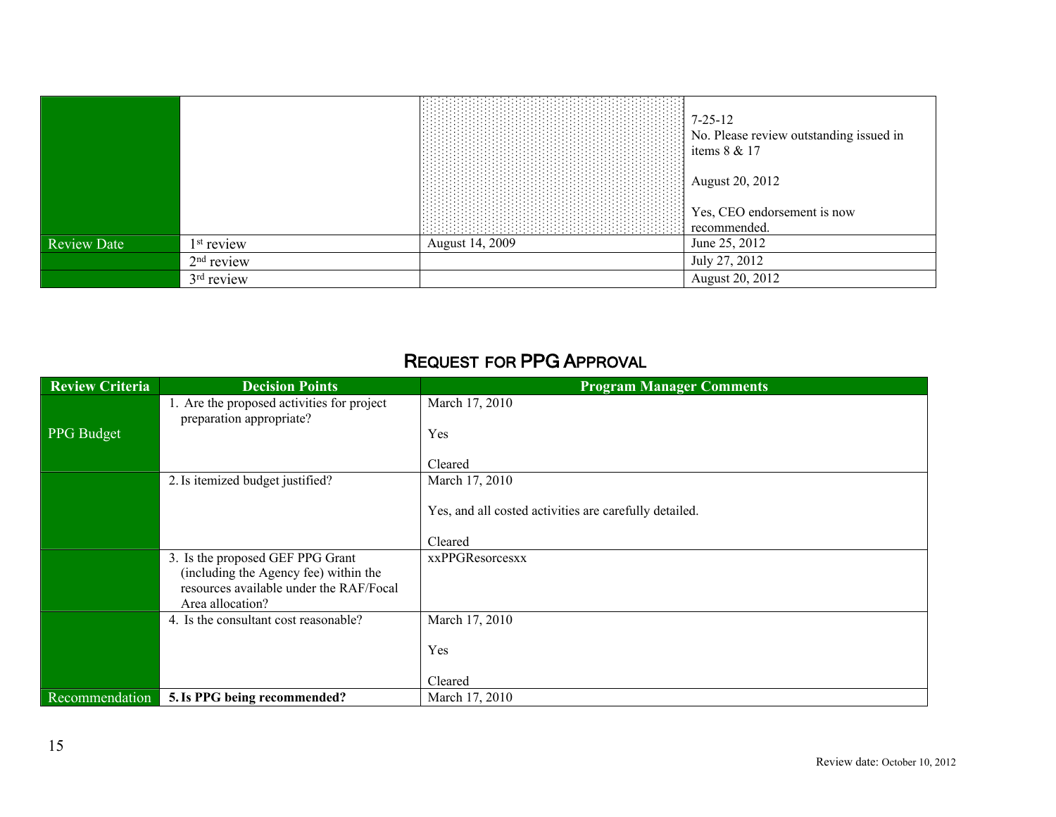| | | | |
|---|---|---|---|
| | | | 7-25-12<br>No. Please review outstanding issued in items 8 & 17<br><br>August 20, 2012<br><br>Yes, CEO endorsement is now recommended. |
| Review Date | 1st review | August 14, 2009 | June 25, 2012 |
| | 2nd review | | July 27, 2012 |
| | 3rd review | | August 20, 2012 |

## Request for PPG Approval

| Review Criteria | Decision Points | Program Manager Comments |
|---|---|---|
| PPG Budget | 1. Are the proposed activities for project preparation appropriate? | March 17, 2010<br><br>Yes<br><br>Cleared |
| | 2. Is itemized budget justified? | March 17, 2010<br><br>Yes, and all costed activities are carefully detailed.<br><br>Cleared |
| | 3. Is the proposed GEF PPG Grant (including the Agency fee) within the resources available under the RAF/Focal Area allocation? | xxPPGResorcesxx |
| | 4. Is the consultant cost reasonable? | March 17, 2010<br><br>Yes<br><br>Cleared |
| Recommendation | **5. Is PPG being recommended?** | March 17, 2010 |

Review date: October 10, 2012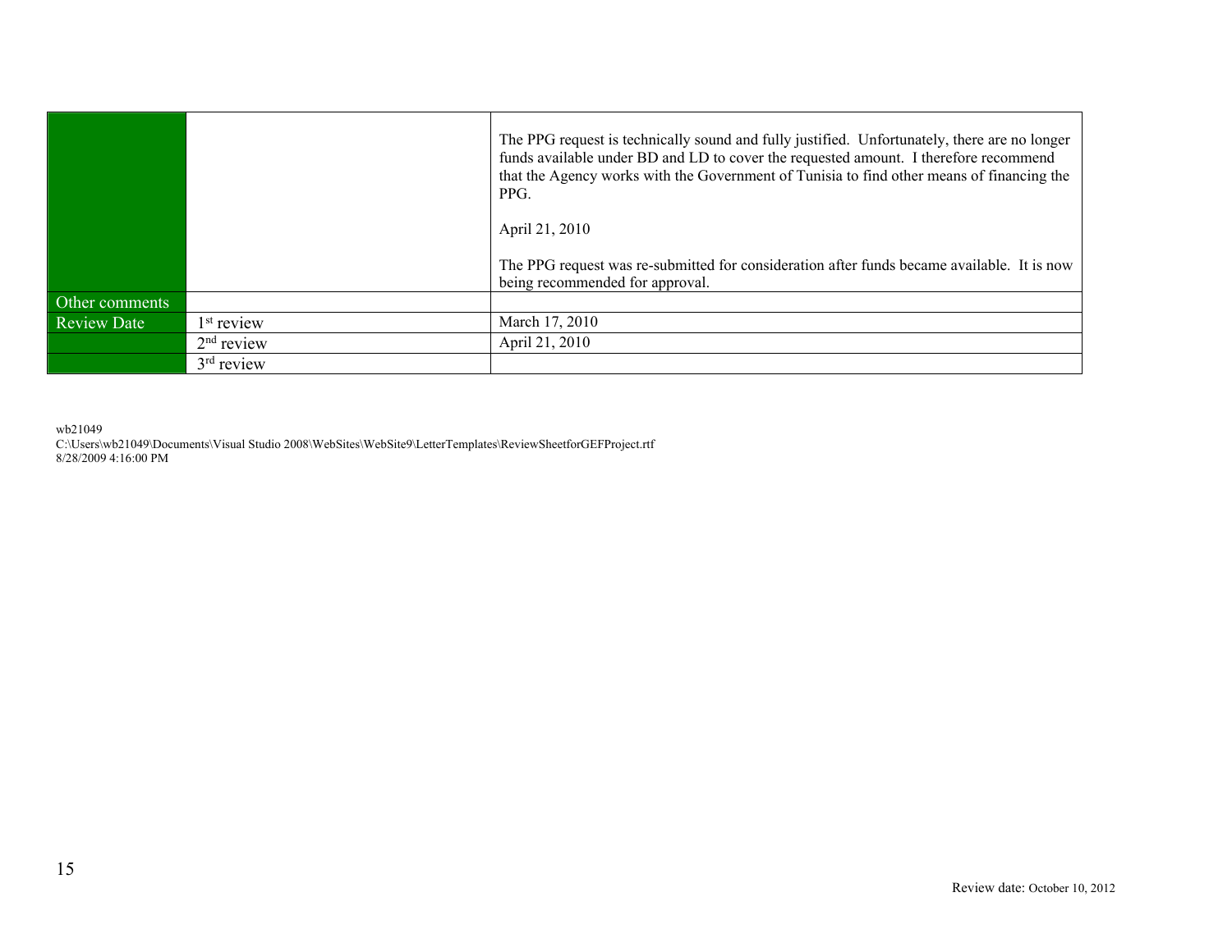| | | |
|---|---|---|
| | | The PPG request is technically sound and fully justified. Unfortunately, there are no longer funds available under BD and LD to cover the requested amount. I therefore recommend that the Agency works with the Government of Tunisia to find other means of financing the PPG.<br><br>April 21, 2010<br><br>The PPG request was re-submitted for consideration after funds became available. It is now being recommended for approval. |
| Other comments | | |
| Review Date | 1st review | March 17, 2010 |
| | 2nd review | April 21, 2010 |
| | 3rd review | |

wb21049
C:\Users\wb21049\Documents\Visual Studio 2008\WebSites\WebSite9\LetterTemplates\ReviewSheetforGEFProject.rtf
8/28/2009 4:16:00 PM

Review date: October 10, 2012